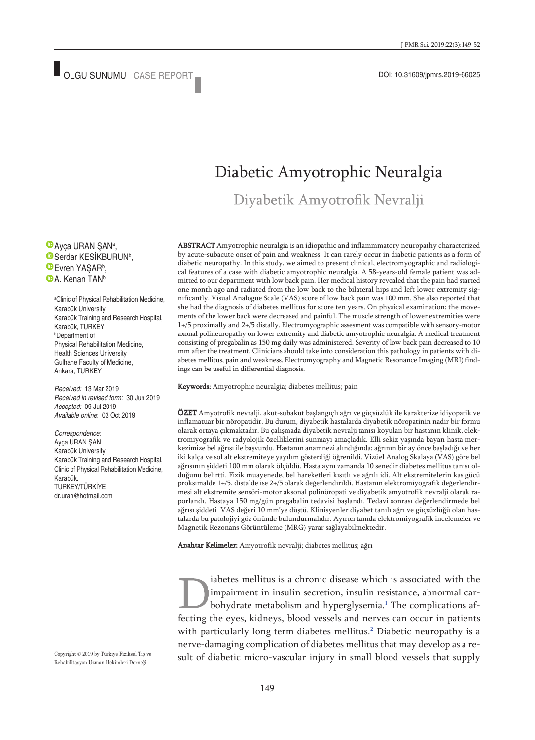OLGU SUNUMU CASE REPORT

DOI: 10.31609/jpmrs.2019-66025

# Diabetic Amyotrophic Neuralgia

## Diyabetik Amyotrofik Nevralji

Ayça URAN ŞAN[a], Serdar KESİKBURUN[b], Evren YAŞAR[b], A. Kenan TAN[b]

[a]Clinic of Physical Rehabilitation Medicine, Karabük University Karabük Training and Research Hospital, Karabük, TURKEY

[b]Department of Physical Rehabilitation Medicine, Health Sciences University Gulhane Faculty of Medicine, Ankara, TURKEY

*Received:* 13 Mar 2019
*Received in revised form:* 30 Jun 2019
*Accepted:* 09 Jul 2019
*Available online:* 03 Oct 2019

*Correspondence:*
Ayça URAN ŞAN
Karabük University
Karabük Training and Research Hospital,
Clinic of Physical Rehabilitation Medicine,
Karabük,
TURKEY/TÜRKİYE
dr.uran@hotmail.com

**ABSTRACT** Amyotrophic neuralgia is an idiopathic and inflammmatory neuropathy characterized by acute-subacute onset of pain and weakness. It can rarely occur in diabetic patients as a form of diabetic neuropathy. In this study, we aimed to present clinical, electromyographic and radiological features of a case with diabetic amyotrophic neuralgia. A 58-years-old female patient was admitted to our department with low back pain. Her medical history revealed that the pain had started one month ago and radiated from the low back to the bilateral hips and left lower extremity significantly. Visual Analogue Scale (VAS) score of low back pain was 100 mm. She also reported that she had the diagnosis of diabetes mellitus for score ten years. On physical examination; the movements of the lower back were decreased and painful. The muscle strength of lower extremities were 1+/5 proximally and 2+/5 distally. Electromyographic assesment was compatible with sensory-motor axonal polineuropathy on lower extremity and diabetic amyotrophic neuralgia. A medical treatment consisting of pregabalin as 150 mg daily was administered. Severity of low back pain decreased to 10 mm after the treatment. Clinicians should take into consideration this pathology in patients with diabetes mellitus, pain and weakness. Electromyography and Magnetic Resonance Imaging (MRI) findings can be useful in differential diagnosis.

**Keywords:** Amyotrophic neuralgia; diabetes mellitus; pain

**ÖZET** Amyotrofik nevralji, akut-subakut başlangıçlı ağrı ve güçsüzlük ile karakterize idiyopatik ve inflamatuar bir nöropatidir. Bu durum, diyabetik hastalarda diyabetik nöropatinin nadir bir formu olarak ortaya çıkmaktadır. Bu çalışmada diyabetik nevralji tanısı koyulan bir hastanın klinik, elektromyografik ve radyolojik özelliklerini sunmayı amaçladık. Elli sekiz yaşında bayan hasta merkezimize bel ağrısı ile başvurdu. Hastanın anamnezi alındığında; ağrının bir ay önce başladığı ve her iki kalça ve sol alt ekstremiteye yayılım gösterdiği öğrenildi. Vizüel Analog Skalaya (VAS) göre bel ağrısının şiddeti 100 mm olarak ölçüldü. Hasta aynı zamanda 10 senedir diabetes mellitus tanısı olduğunu belirtti. Fizik muayenede, bel hareketleri kısıtlı ve ağrılı idi. Alt ekstremitelerin kas gücü proksimalde 1+/5, distalde ise 2+/5 olarak değerlendirildi. Hastanın elektromiyografik değerlendirmesi alt ekstremite sensöri-motor aksonal polinöropati ve diyabetik amyotrofik nevralji olarak raporlandı. Hastaya 150 mg/gün pregabalin tedavisi başlandı. Tedavi sonrası değerlendirmede bel ağrısı şiddeti VAS değeri 10 mm'ye düştü. Klinisyenler diyabet tanılı ağrı ve güçsüzlüğü olan hastalarda bu patolojiyi göz önünde bulundurmalıdır. Ayırıcı tanıda elektromiyografik incelemeler ve Magnetik Rezonans Görüntüleme (MRG) yarar sağlayabilmektedir.

**Anahtar Kelimeler:** Amyotrofik nevralji; diabetes mellitus; ağrı

Diabetes mellitus is a chronic disease which is associated with the impairment in insulin secretion, insulin resistance, abnormal carbohydrate metabolism and hyperglysemia.[1] The complications affecting the eyes, kidneys, blood vessels and nerves can occur in patients with particularly long term diabetes mellitus.[2] Diabetic neuropathy is a nerve-damaging complication of diabetes mellitus that may develop as a result of diabetic micro-vascular injury in small blood vessels that supply

Copyright © 2019 by Türkiye Fiziksel Tıp ve Rehabilitasyon Uzman Hekimleri Derneği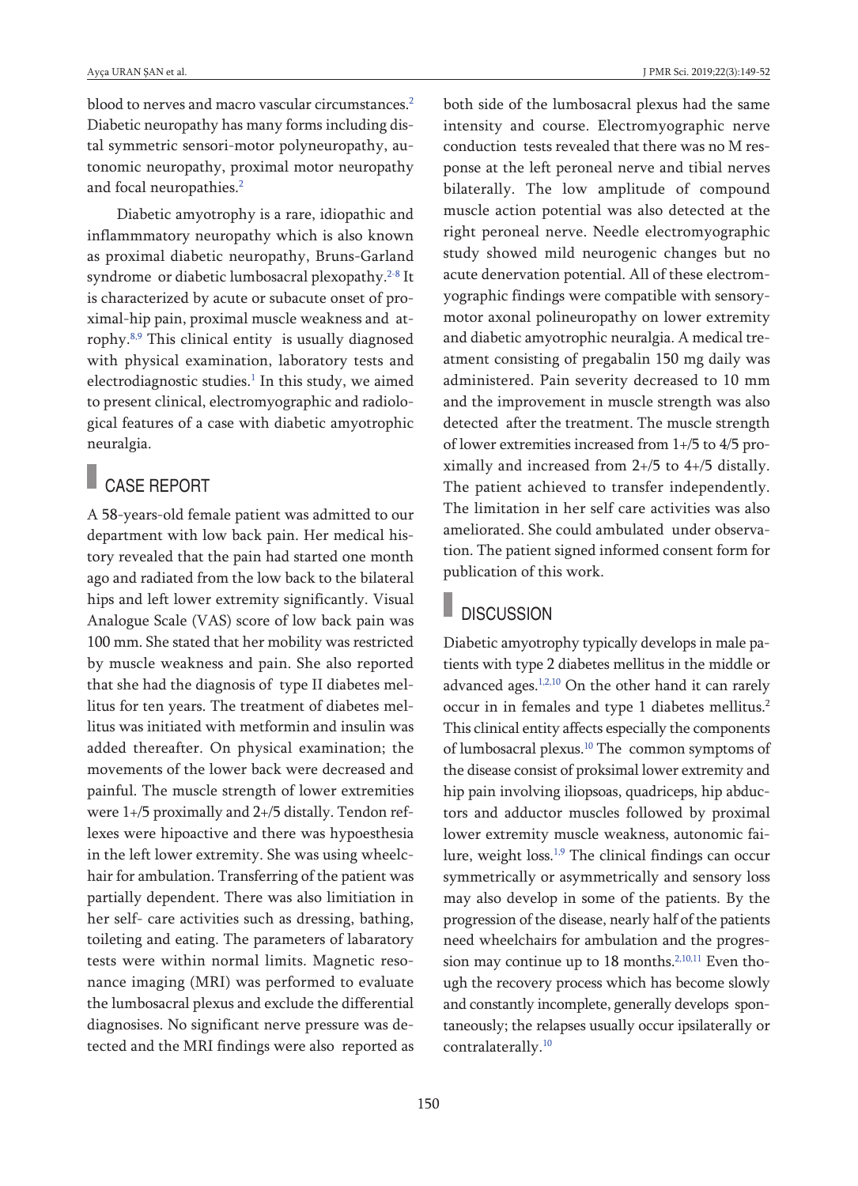blood to nerves and macro vascular circumstances.[2] Diabetic neuropathy has many forms including distal symmetric sensori-motor polyneuropathy, autonomic neuropathy, proximal motor neuropathy and focal neuropathies.[2]

Diabetic amyotrophy is a rare, idiopathic and inflammmatory neuropathy which is also known as proximal diabetic neuropathy, Bruns-Garland syndrome or diabetic lumbosacral plexopathy.[2-8] It is characterized by acute or subacute onset of proximal-hip pain, proximal muscle weakness and atrophy.[8,9] This clinical entity is usually diagnosed with physical examination, laboratory tests and electrodiagnostic studies.[1] In this study, we aimed to present clinical, electromyographic and radiological features of a case with diabetic amyotrophic neuralgia.

## CASE REPORT

A 58-years-old female patient was admitted to our department with low back pain. Her medical history revealed that the pain had started one month ago and radiated from the low back to the bilateral hips and left lower extremity significantly. Visual Analogue Scale (VAS) score of low back pain was 100 mm. She stated that her mobility was restricted by muscle weakness and pain. She also reported that she had the diagnosis of type II diabetes mellitus for ten years. The treatment of diabetes mellitus was initiated with metformin and insulin was added thereafter. On physical examination; the movements of the lower back were decreased and painful. The muscle strength of lower extremities were 1+/5 proximally and 2+/5 distally. Tendon reflexes were hipoactive and there was hypoesthesia in the left lower extremity. She was using wheelchair for ambulation. Transferring of the patient was partially dependent. There was also limitiation in her self- care activities such as dressing, bathing, toileting and eating. The parameters of labaratory tests were within normal limits. Magnetic resonance imaging (MRI) was performed to evaluate the lumbosacral plexus and exclude the differential diagnosises. No significant nerve pressure was detected and the MRI findings were also reported as both side of the lumbosacral plexus had the same intensity and course. Electromyographic nerve conduction tests revealed that there was no M response at the left peroneal nerve and tibial nerves bilaterally. The low amplitude of compound muscle action potential was also detected at the right peroneal nerve. Needle electromyographic study showed mild neurogenic changes but no acute denervation potential. All of these electromyographic findings were compatible with sensory-motor axonal polineuropathy on lower extremity and diabetic amyotrophic neuralgia. A medical treatment consisting of pregabalin 150 mg daily was administered. Pain severity decreased to 10 mm and the improvement in muscle strength was also detected after the treatment. The muscle strength of lower extremities increased from 1+/5 to 4/5 proximally and increased from 2+/5 to 4+/5 distally. The patient achieved to transfer independently. The limitation in her self care activities was also ameliorated. She could ambulated under observation. The patient signed informed consent form for publication of this work.

## DISCUSSION

Diabetic amyotrophy typically develops in male patients with type 2 diabetes mellitus in the middle or advanced ages.[1,2,10] On the other hand it can rarely occur in in females and type 1 diabetes mellitus.[2] This clinical entity affects especially the components of lumbosacral plexus.[10] The common symptoms of the disease consist of proksimal lower extremity and hip pain involving iliopsoas, quadriceps, hip abductors and adductor muscles followed by proximal lower extremity muscle weakness, autonomic failure, weight loss.[1,9] The clinical findings can occur symmetrically or asymmetrically and sensory loss may also develop in some of the patients. By the progression of the disease, nearly half of the patients need wheelchairs for ambulation and the progression may continue up to 18 months.[2,10,11] Even though the recovery process which has become slowly and constantly incomplete, generally develops spontaneously; the relapses usually occur ipsilaterally or contralaterally.[10]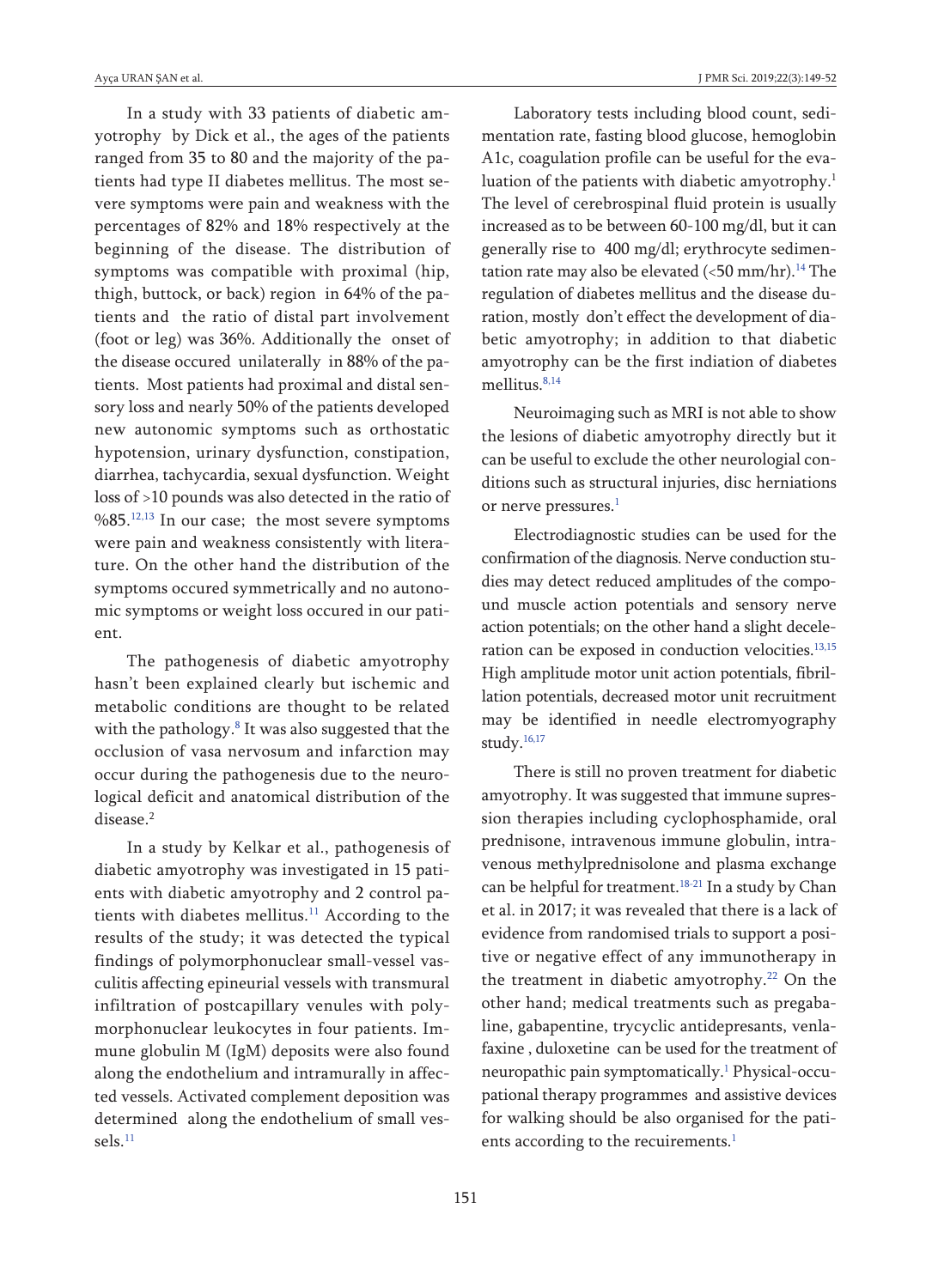In a study with 33 patients of diabetic amyotrophy by Dick et al., the ages of the patients ranged from 35 to 80 and the majority of the patients had type II diabetes mellitus. The most severe symptoms were pain and weakness with the percentages of 82% and 18% respectively at the beginning of the disease. The distribution of symptoms was compatible with proximal (hip, thigh, buttock, or back) region in 64% of the patients and the ratio of distal part involvement (foot or leg) was 36%. Additionally the onset of the disease occured unilaterally in 88% of the patients. Most patients had proximal and distal sensory loss and nearly 50% of the patients developed new autonomic symptoms such as orthostatic hypotension, urinary dysfunction, constipation, diarrhea, tachycardia, sexual dysfunction. Weight loss of >10 pounds was also detected in the ratio of %85.[12,13] In our case; the most severe symptoms were pain and weakness consistently with literature. On the other hand the distribution of the symptoms occured symmetrically and no autonomic symptoms or weight loss occured in our patient.

The pathogenesis of diabetic amyotrophy hasn't been explained clearly but ischemic and metabolic conditions are thought to be related with the pathology.[8] It was also suggested that the occlusion of vasa nervosum and infarction may occur during the pathogenesis due to the neurological deficit and anatomical distribution of the disease.[2]

In a study by Kelkar et al., pathogenesis of diabetic amyotrophy was investigated in 15 patients with diabetic amyotrophy and 2 control patients with diabetes mellitus.[11] According to the results of the study; it was detected the typical findings of polymorphonuclear small-vessel vasculitis affecting epineurial vessels with transmural infiltration of postcapillary venules with polymorphonuclear leukocytes in four patients. Immune globulin M (IgM) deposits were also found along the endothelium and intramurally in affected vessels. Activated complement deposition was determined along the endothelium of small vessels.[11]

Laboratory tests including blood count, sedimentation rate, fasting blood glucose, hemoglobin A1c, coagulation profile can be useful for the evaluation of the patients with diabetic amyotrophy.[1] The level of cerebrospinal fluid protein is usually increased as to be between 60-100 mg/dl, but it can generally rise to 400 mg/dl; erythrocyte sedimentation rate may also be elevated (<50 mm/hr).[14] The regulation of diabetes mellitus and the disease duration, mostly don't effect the development of diabetic amyotrophy; in addition to that diabetic amyotrophy can be the first indiation of diabetes mellitus.[8,14]

Neuroimaging such as MRI is not able to show the lesions of diabetic amyotrophy directly but it can be useful to exclude the other neurologial conditions such as structural injuries, disc herniations or nerve pressures.[1]

Electrodiagnostic studies can be used for the confirmation of the diagnosis. Nerve conduction studies may detect reduced amplitudes of the compound muscle action potentials and sensory nerve action potentials; on the other hand a slight deceleration can be exposed in conduction velocities.[13,15] High amplitude motor unit action potentials, fibrillation potentials, decreased motor unit recruitment may be identified in needle electromyography study.[16,17]

There is still no proven treatment for diabetic amyotrophy. It was suggested that immune supression therapies including cyclophosphamide, oral prednisone, intravenous immune globulin, intravenous methylprednisolone and plasma exchange can be helpful for treatment.[18-21] In a study by Chan et al. in 2017; it was revealed that there is a lack of evidence from randomised trials to support a positive or negative effect of any immunotherapy in the treatment in diabetic amyotrophy.[22] On the other hand; medical treatments such as pregabaline, gabapentine, trycyclic antidepresants, venlafaxine , duloxetine can be used for the treatment of neuropathic pain symptomatically.[1] Physical-occupational therapy programmes and assistive devices for walking should be also organised for the patients according to the recuirements.[1]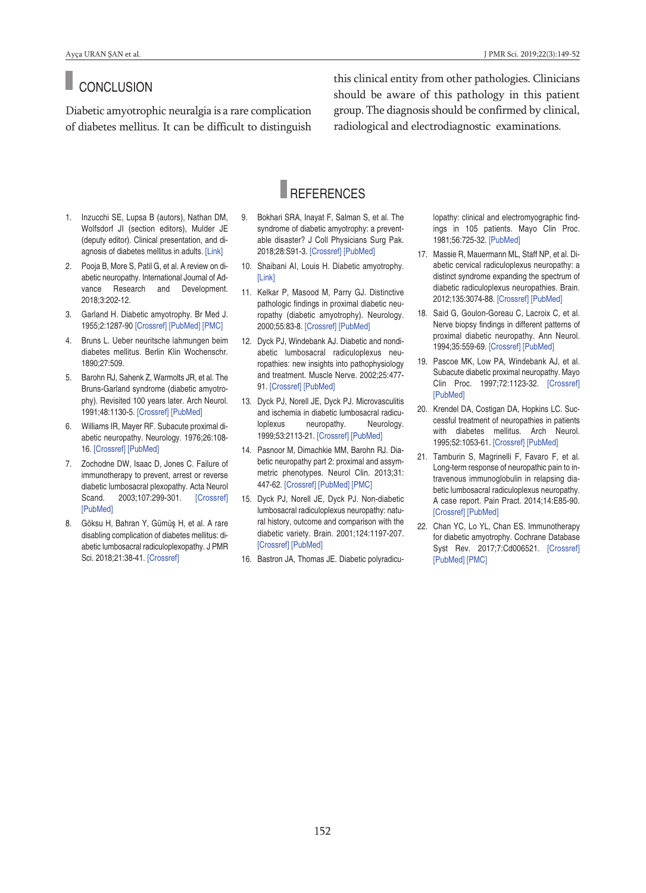## CONCLUSION

Diabetic amyotrophic neuralgia is a rare complication of diabetes mellitus. It can be difficult to distinguish this clinical entity from other pathologies. Clinicians should be aware of this pathology in this patient group. The diagnosis should be confirmed by clinical, radiological and electrodiagnostic examinations.

## REFERENCES

1. Inzucchi SE, Lupsa B (autors), Nathan DM, Wolfsdorf JI (section editors), Mulder JE (deputy editor). Clinical presentation, and diagnosis of diabetes mellitus in adults. [Link]
2. Pooja B, More S, Patil G, et al. A review on diabetic neuropathy. International Journal of Advance Research and Development. 2018;3:202-12.
3. Garland H. Diabetic amyotrophy. Br Med J. 1955;2:1287-90 [Crossref] [PubMed] [PMC]
4. Bruns L. Ueber neuritsche lahmungen beim diabetes mellitus. Berlin Klin Wochenschr. 1890;27:509.
5. Barohn RJ, Sahenk Z, Warmolts JR, et al. The Bruns-Garland syndrome (diabetic amyotrophy). Revisited 100 years later. Arch Neurol. 1991;48:1130-5. [Crossref] [PubMed]
6. Williams IR, Mayer RF. Subacute proximal diabetic neuropathy. Neurology. 1976;26:108-16. [Crossref] [PubMed]
7. Zochodne DW, Isaac D, Jones C. Failure of immunotherapy to prevent, arrest or reverse diabetic lumbosacral plexopathy. Acta Neurol Scand. 2003;107:299-301. [Crossref] [PubMed]
8. Göksu H, Bahran Y, Gümüş H, et al. A rare disabling complication of diabetes mellitus: diabetic lumbosacral radiculoplexopathy. J PMR Sci. 2018;21:38-41. [Crossref]
9. Bokhari SRA, Inayat F, Salman S, et al. The syndrome of diabetic amyotrophy: a preventable disaster? J Coll Physicians Surg Pak. 2018;28:S91-3. [Crossref] [PubMed]
10. Shaibani AI, Louis H. Diabetic amyotrophy. [Link]
11. Kelkar P, Masood M, Parry GJ. Distinctive pathologic findings in proximal diabetic neuropathy (diabetic amyotrophy). Neurology. 2000;55:83-8. [Crossref] [PubMed]
12. Dyck PJ, Windebank AJ. Diabetic and nondiabetic lumbosacral radiculoplexus neuropathies: new insights into pathophysiology and treatment. Muscle Nerve. 2002;25:477-91. [Crossref] [PubMed]
13. Dyck PJ, Norell JE, Dyck PJ. Microvasculitis and ischemia in diabetic lumbosacral radiculoplexus neuropathy. Neurology. 1999;53:2113-21. [Crossref] [PubMed]
14. Pasnoor M, Dimachkie MM, Barohn RJ. Diabetic neuropathy part 2: proximal and assymmetric phenotypes. Neurol Clin. 2013;31:447-62. [Crossref] [PubMed] [PMC]
15. Dyck PJ, Norell JE, Dyck PJ. Non-diabetic lumbosacral radiculoplexus neuropathy: natural history, outcome and comparison with the diabetic variety. Brain. 2001;124:1197-207. [Crossref] [PubMed]
16. Bastron JA, Thomas JE. Diabetic polyradiculopathy: clinical and electromyographic findings in 105 patients. Mayo Clin Proc. 1981;56:725-32. [PubMed]
17. Massie R, Mauermann ML, Staff NP, et al. Diabetic cervical radiculoplexus neuropathy: a distinct syndrome expanding the spectrum of diabetic radiculoplexus neuropathies. Brain. 2012;135:3074-88. [Crossref] [PubMed]
18. Said G, Goulon-Goreau C, Lacroix C, et al. Nerve biopsy findings in different patterns of proximal diabetic neuropathy. Ann Neurol. 1994;35:559-69. [Crossref] [PubMed]
19. Pascoe MK, Low PA, Windebank AJ, et al. Subacute diabetic proximal neuropathy. Mayo Clin Proc. 1997;72:1123-32. [Crossref] [PubMed]
20. Krendel DA, Costigan DA, Hopkins LC. Successful treatment of neuropathies in patients with diabetes mellitus. Arch Neurol. 1995;52:1053-61. [Crossref] [PubMed]
21. Tamburin S, Magrinelli F, Favaro F, et al. Long-term response of neuropathic pain to intravenous immunoglobulin in relapsing diabetic lumbosacral radiculoplexus neuropathy. A case report. Pain Pract. 2014;14:E85-90. [Crossref] [PubMed]
22. Chan YC, Lo YL, Chan ES. Immunotherapy for diabetic amyotrophy. Cochrane Database Syst Rev. 2017;7:Cd006521. [Crossref] [PubMed] [PMC]